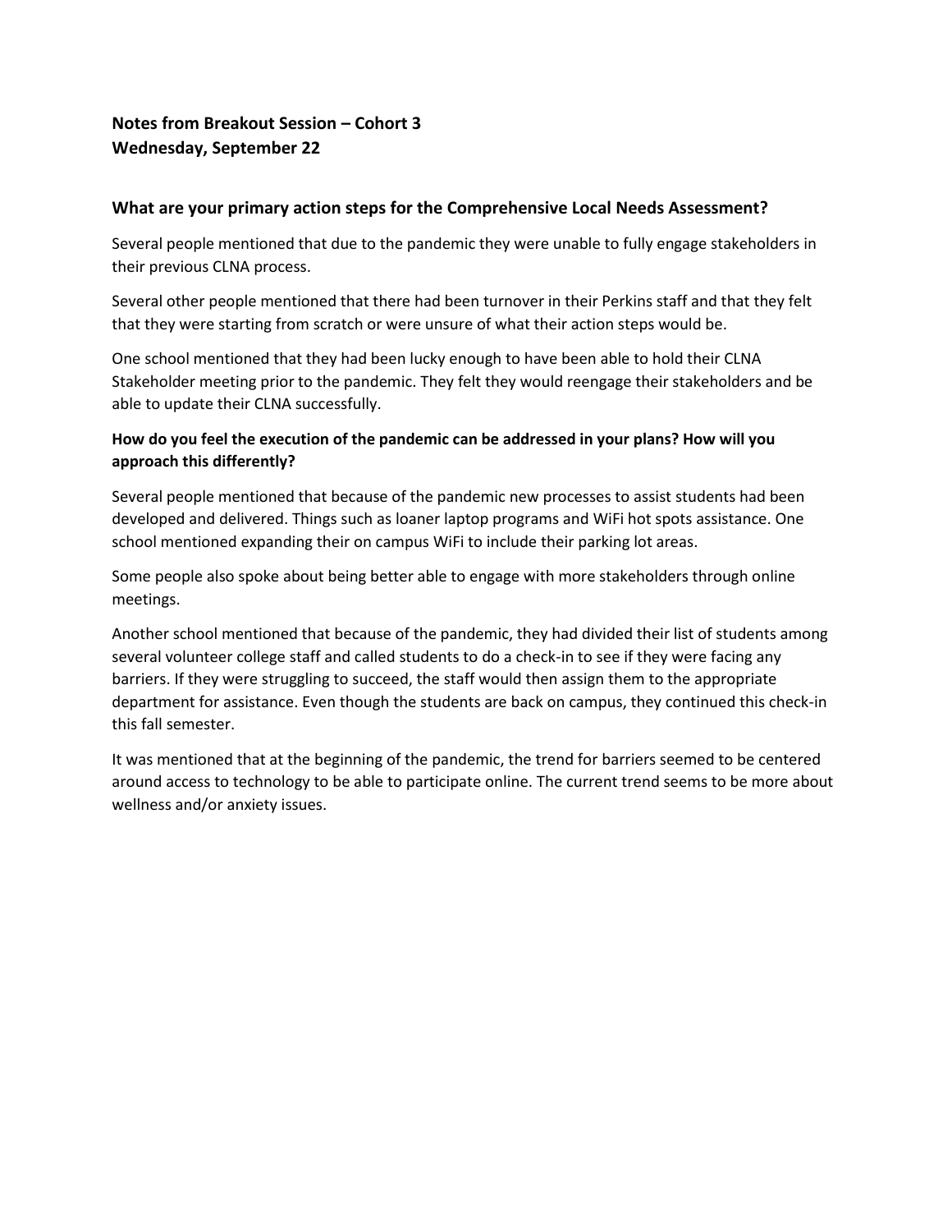**Notes from Breakout Session – Cohort 3**
**Wednesday, September 22**

## What are your primary action steps for the Comprehensive Local Needs Assessment?

Several people mentioned that due to the pandemic they were unable to fully engage stakeholders in their previous CLNA process.

Several other people mentioned that there had been turnover in their Perkins staff and that they felt that they were starting from scratch or were unsure of what their action steps would be.

One school mentioned that they had been lucky enough to have been able to hold their CLNA Stakeholder meeting prior to the pandemic. They felt they would reengage their stakeholders and be able to update their CLNA successfully.

### How do you feel the execution of the pandemic can be addressed in your plans? How will you approach this differently?

Several people mentioned that because of the pandemic new processes to assist students had been developed and delivered. Things such as loaner laptop programs and WiFi hot spots assistance. One school mentioned expanding their on campus WiFi to include their parking lot areas.

Some people also spoke about being better able to engage with more stakeholders through online meetings.

Another school mentioned that because of the pandemic, they had divided their list of students among several volunteer college staff and called students to do a check-in to see if they were facing any barriers. If they were struggling to succeed, the staff would then assign them to the appropriate department for assistance. Even though the students are back on campus, they continued this check-in this fall semester.

It was mentioned that at the beginning of the pandemic, the trend for barriers seemed to be centered around access to technology to be able to participate online. The current trend seems to be more about wellness and/or anxiety issues.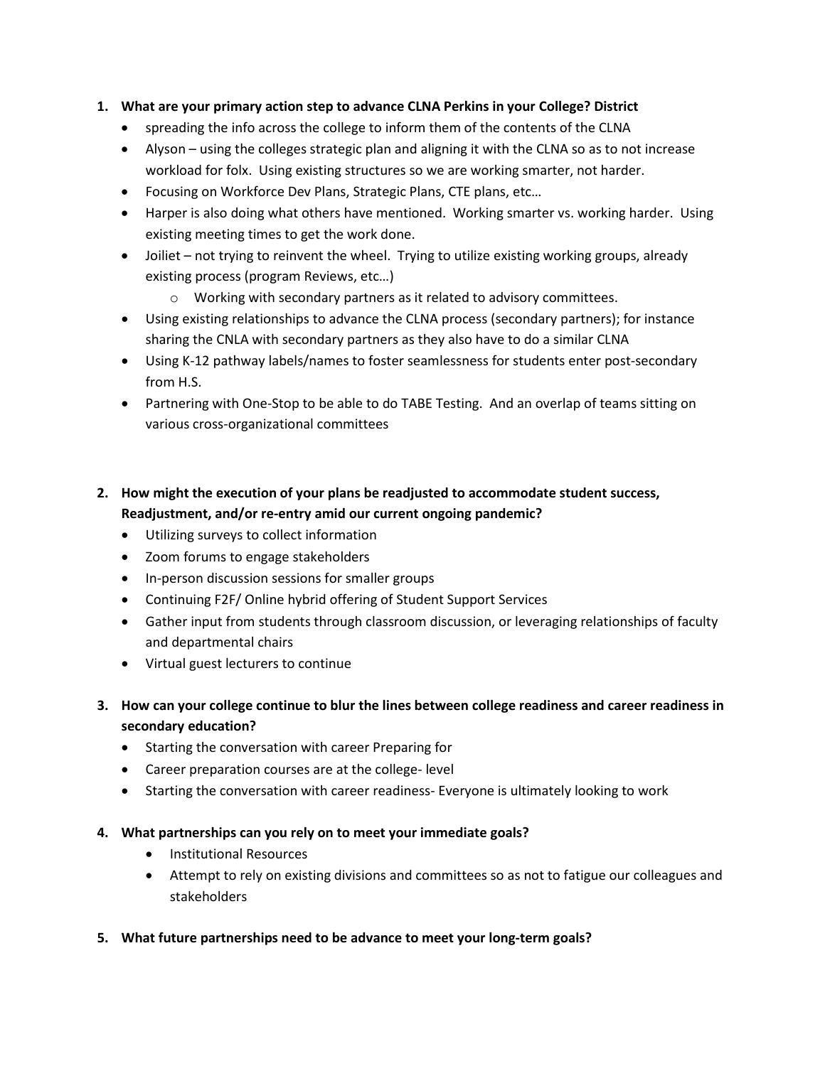1. **What are your primary action step to advance CLNA Perkins in your College? District**
   - spreading the info across the college to inform them of the contents of the CLNA
   - Alyson – using the colleges strategic plan and aligning it with the CLNA so as to not increase workload for folx. Using existing structures so we are working smarter, not harder.
   - Focusing on Workforce Dev Plans, Strategic Plans, CTE plans, etc…
   - Harper is also doing what others have mentioned. Working smarter vs. working harder. Using existing meeting times to get the work done.
   - Joiliet – not trying to reinvent the wheel. Trying to utilize existing working groups, already existing process (program Reviews, etc…)
     - Working with secondary partners as it related to advisory committees.
   - Using existing relationships to advance the CLNA process (secondary partners); for instance sharing the CNLA with secondary partners as they also have to do a similar CLNA
   - Using K-12 pathway labels/names to foster seamlessness for students enter post-secondary from H.S.
   - Partnering with One-Stop to be able to do TABE Testing. And an overlap of teams sitting on various cross-organizational committees

2. **How might the execution of your plans be readjusted to accommodate student success, Readjustment, and/or re-entry amid our current ongoing pandemic?**
   - Utilizing surveys to collect information
   - Zoom forums to engage stakeholders
   - In-person discussion sessions for smaller groups
   - Continuing F2F/ Online hybrid offering of Student Support Services
   - Gather input from students through classroom discussion, or leveraging relationships of faculty and departmental chairs
   - Virtual guest lecturers to continue

3. **How can your college continue to blur the lines between college readiness and career readiness in secondary education?**
   - Starting the conversation with career Preparing for
   - Career preparation courses are at the college- level
   - Starting the conversation with career readiness- Everyone is ultimately looking to work

4. **What partnerships can you rely on to meet your immediate goals?**
   - Institutional Resources
   - Attempt to rely on existing divisions and committees so as not to fatigue our colleagues and stakeholders

5. **What future partnerships need to be advance to meet your long-term goals?**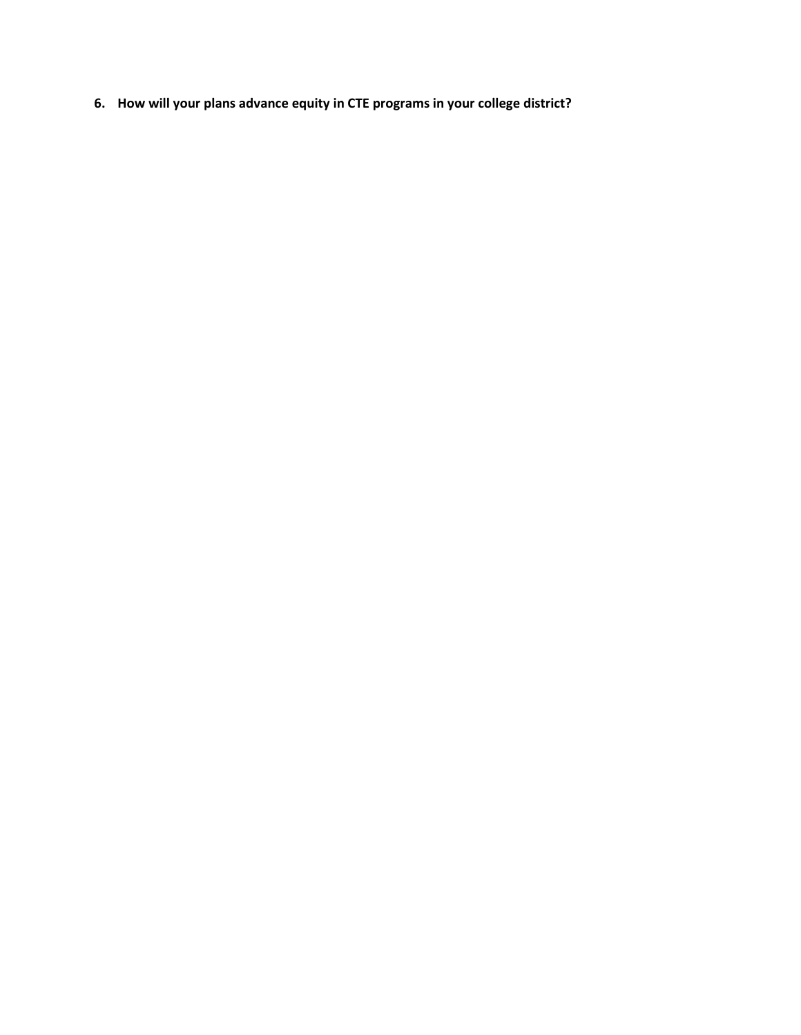6. **How will your plans advance equity in CTE programs in your college district?**